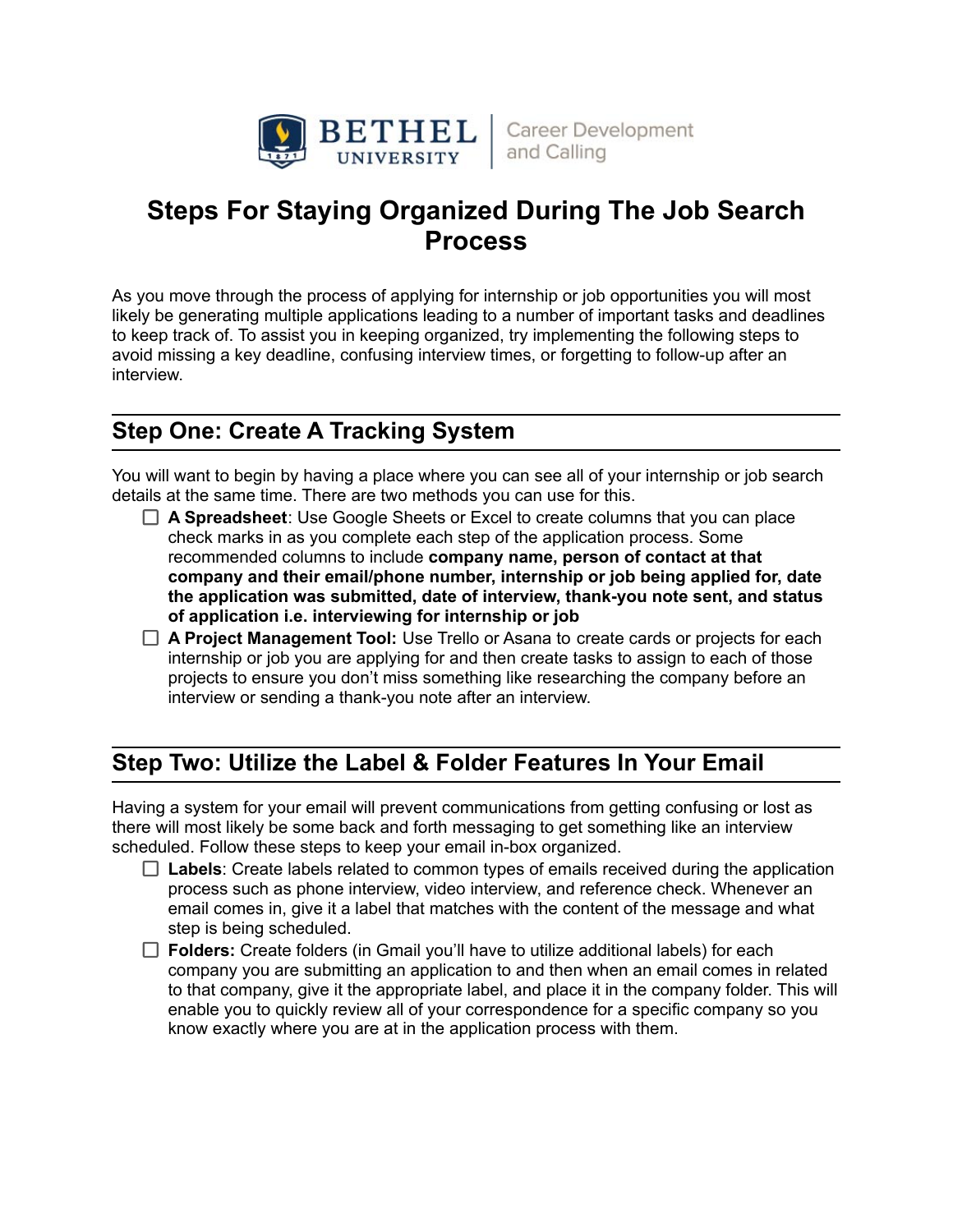BETHEL UNIVERSITY | Career Development and Calling

# Steps For Staying Organized During The Job Search Process

As you move through the process of applying for internship or job opportunities you will most likely be generating multiple applications leading to a number of important tasks and deadlines to keep track of. To assist you in keeping organized, try implementing the following steps to avoid missing a key deadline, confusing interview times, or forgetting to follow-up after an interview.

## Step One: Create A Tracking System

You will want to begin by having a place where you can see all of your internship or job search details at the same time. There are two methods you can use for this.

- [ ] **A Spreadsheet**: Use Google Sheets or Excel to create columns that you can place check marks in as you complete each step of the application process. Some recommended columns to include **company name, person of contact at that company and their email/phone number, internship or job being applied for, date the application was submitted, date of interview, thank-you note sent, and status of application i.e. interviewing for internship or job**
- [ ] **A Project Management Tool:** Use Trello or Asana to create cards or projects for each internship or job you are applying for and then create tasks to assign to each of those projects to ensure you don't miss something like researching the company before an interview or sending a thank-you note after an interview.

## Step Two: Utilize the Label & Folder Features In Your Email

Having a system for your email will prevent communications from getting confusing or lost as there will most likely be some back and forth messaging to get something like an interview scheduled. Follow these steps to keep your email in-box organized.

- [ ] **Labels**: Create labels related to common types of emails received during the application process such as phone interview, video interview, and reference check. Whenever an email comes in, give it a label that matches with the content of the message and what step is being scheduled.
- [ ] **Folders:** Create folders (in Gmail you'll have to utilize additional labels) for each company you are submitting an application to and then when an email comes in related to that company, give it the appropriate label, and place it in the company folder. This will enable you to quickly review all of your correspondence for a specific company so you know exactly where you are at in the application process with them.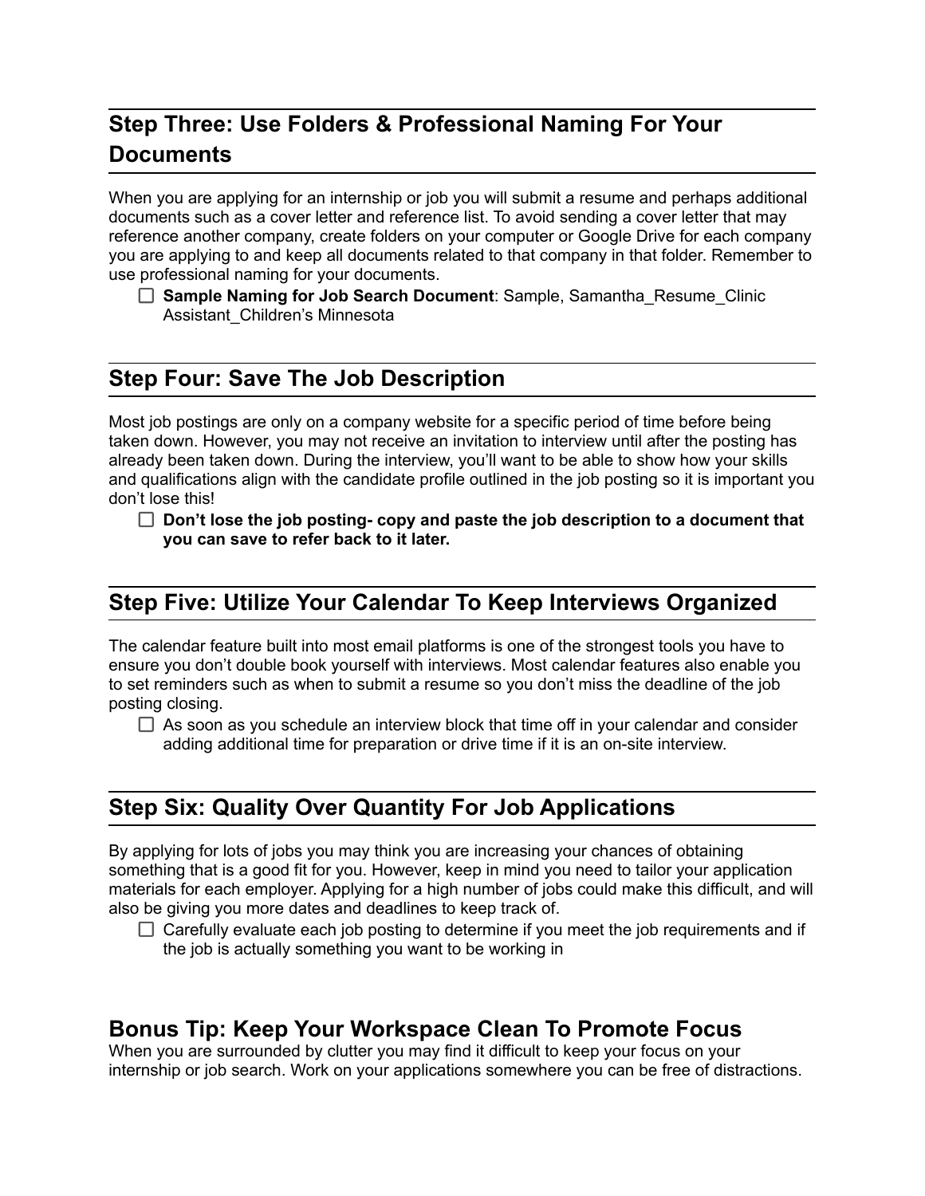## Step Three: Use Folders & Professional Naming For Your Documents

When you are applying for an internship or job you will submit a resume and perhaps additional documents such as a cover letter and reference list. To avoid sending a cover letter that may reference another company, create folders on your computer or Google Drive for each company you are applying to and keep all documents related to that company in that folder. Remember to use professional naming for your documents.

- [ ] **Sample Naming for Job Search Document**: Sample, Samantha_Resume_Clinic Assistant_Children's Minnesota

## Step Four: Save The Job Description

Most job postings are only on a company website for a specific period of time before being taken down. However, you may not receive an invitation to interview until after the posting has already been taken down. During the interview, you'll want to be able to show how your skills and qualifications align with the candidate profile outlined in the job posting so it is important you don't lose this!

- [ ] **Don't lose the job posting- copy and paste the job description to a document that you can save to refer back to it later.**

## Step Five: Utilize Your Calendar To Keep Interviews Organized

The calendar feature built into most email platforms is one of the strongest tools you have to ensure you don't double book yourself with interviews. Most calendar features also enable you to set reminders such as when to submit a resume so you don't miss the deadline of the job posting closing.

- [ ] As soon as you schedule an interview block that time off in your calendar and consider adding additional time for preparation or drive time if it is an on-site interview.

## Step Six: Quality Over Quantity For Job Applications

By applying for lots of jobs you may think you are increasing your chances of obtaining something that is a good fit for you. However, keep in mind you need to tailor your application materials for each employer. Applying for a high number of jobs could make this difficult, and will also be giving you more dates and deadlines to keep track of.

- [ ] Carefully evaluate each job posting to determine if you meet the job requirements and if the job is actually something you want to be working in

## Bonus Tip: Keep Your Workspace Clean To Promote Focus

When you are surrounded by clutter you may find it difficult to keep your focus on your internship or job search. Work on your applications somewhere you can be free of distractions.